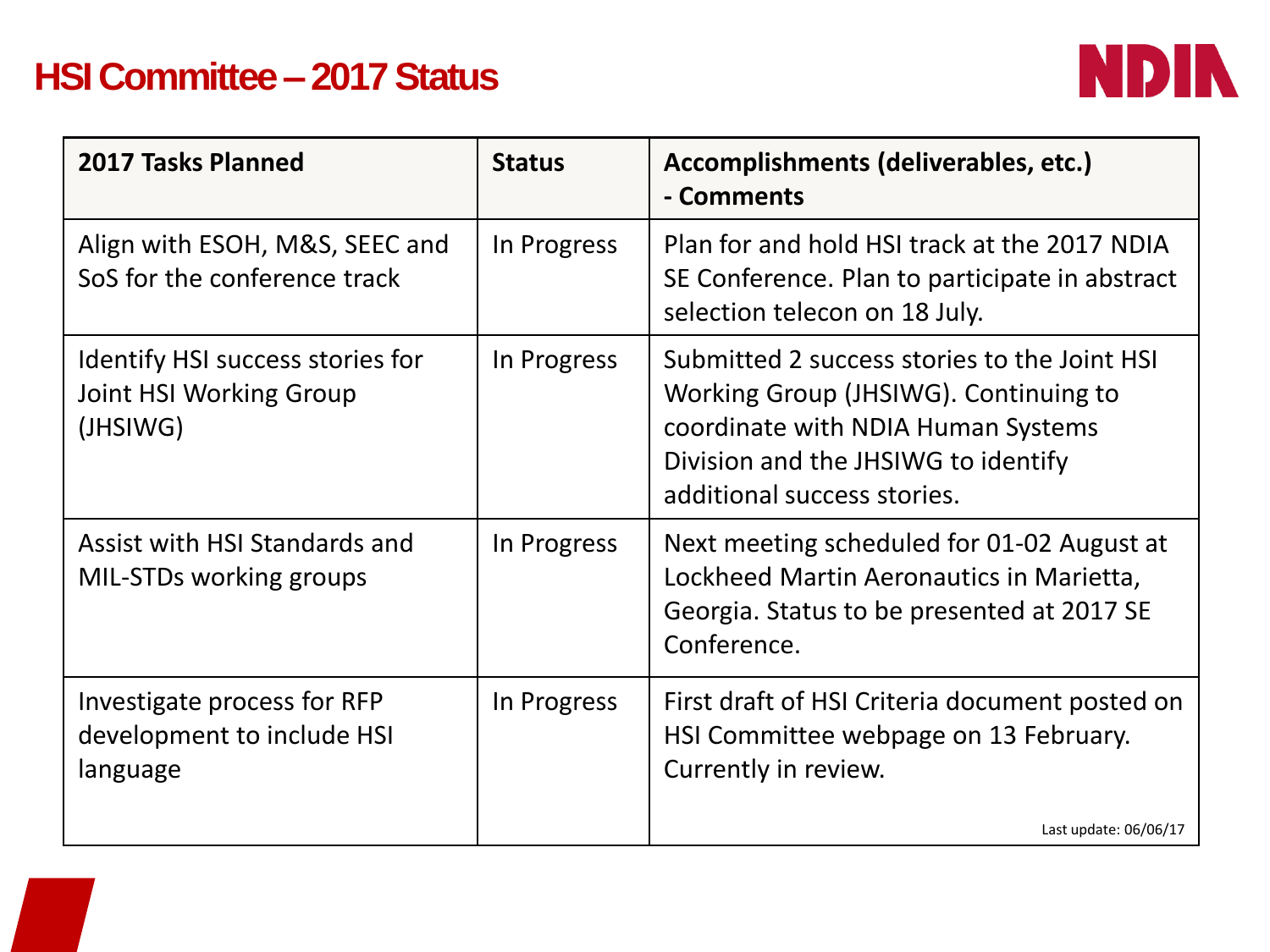# HSI Committee – 2017 Status

| 2017 Tasks Planned | Status | Accomplishments (deliverables, etc.) - Comments |
|---|---|---|
| Align with ESOH, M&S, SEEC and SoS for the conference track | In Progress | Plan for and hold HSI track at the 2017 NDIA SE Conference. Plan to participate in abstract selection telecon on 18 July. |
| Identify HSI success stories for Joint HSI Working Group (JHSIWG) | In Progress | Submitted 2 success stories to the Joint HSI Working Group (JHSIWG). Continuing to coordinate with NDIA Human Systems Division and the JHSIWG to identify additional success stories. |
| Assist with HSI Standards and MIL-STDs working groups | In Progress | Next meeting scheduled for 01-02 August at Lockheed Martin Aeronautics in Marietta, Georgia. Status to be presented at 2017 SE Conference. |
| Investigate process for RFP development to include HSI language | In Progress | First draft of HSI Criteria document posted on HSI Committee webpage on 13 February. Currently in review. |

Last update: 06/06/17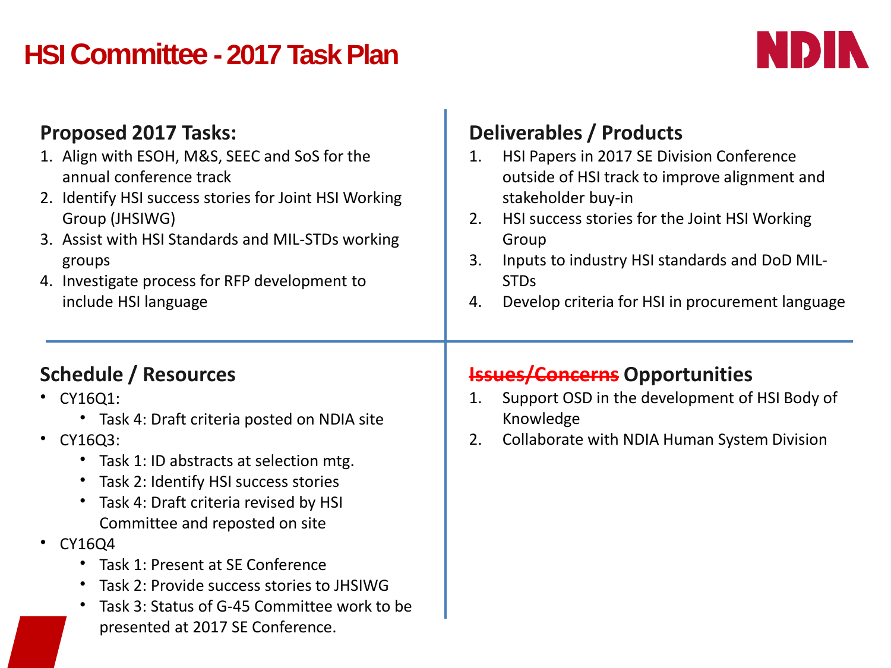# HSI Committee - 2017 Task Plan

NDIA

## Proposed 2017 Tasks:

1. Align with ESOH, M&S, SEEC and SoS for the annual conference track
2. Identify HSI success stories for Joint HSI Working Group (JHSIWG)
3. Assist with HSI Standards and MIL-STDs working groups
4. Investigate process for RFP development to include HSI language

## Deliverables / Products

1. HSI Papers in 2017 SE Division Conference outside of HSI track to improve alignment and stakeholder buy-in
2. HSI success stories for the Joint HSI Working Group
3. Inputs to industry HSI standards and DoD MIL-STDs
4. Develop criteria for HSI in procurement language

## Schedule / Resources

- CY16Q1:
  - Task 4: Draft criteria posted on NDIA site
- CY16Q3:
  - Task 1: ID abstracts at selection mtg.
  - Task 2: Identify HSI success stories
  - Task 4: Draft criteria revised by HSI Committee and reposted on site
- CY16Q4
  - Task 1: Present at SE Conference
  - Task 2: Provide success stories to JHSIWG
  - Task 3: Status of G-45 Committee work to be presented at 2017 SE Conference.

## ~~Issues/Concerns~~ Opportunities

1. Support OSD in the development of HSI Body of Knowledge
2. Collaborate with NDIA Human System Division